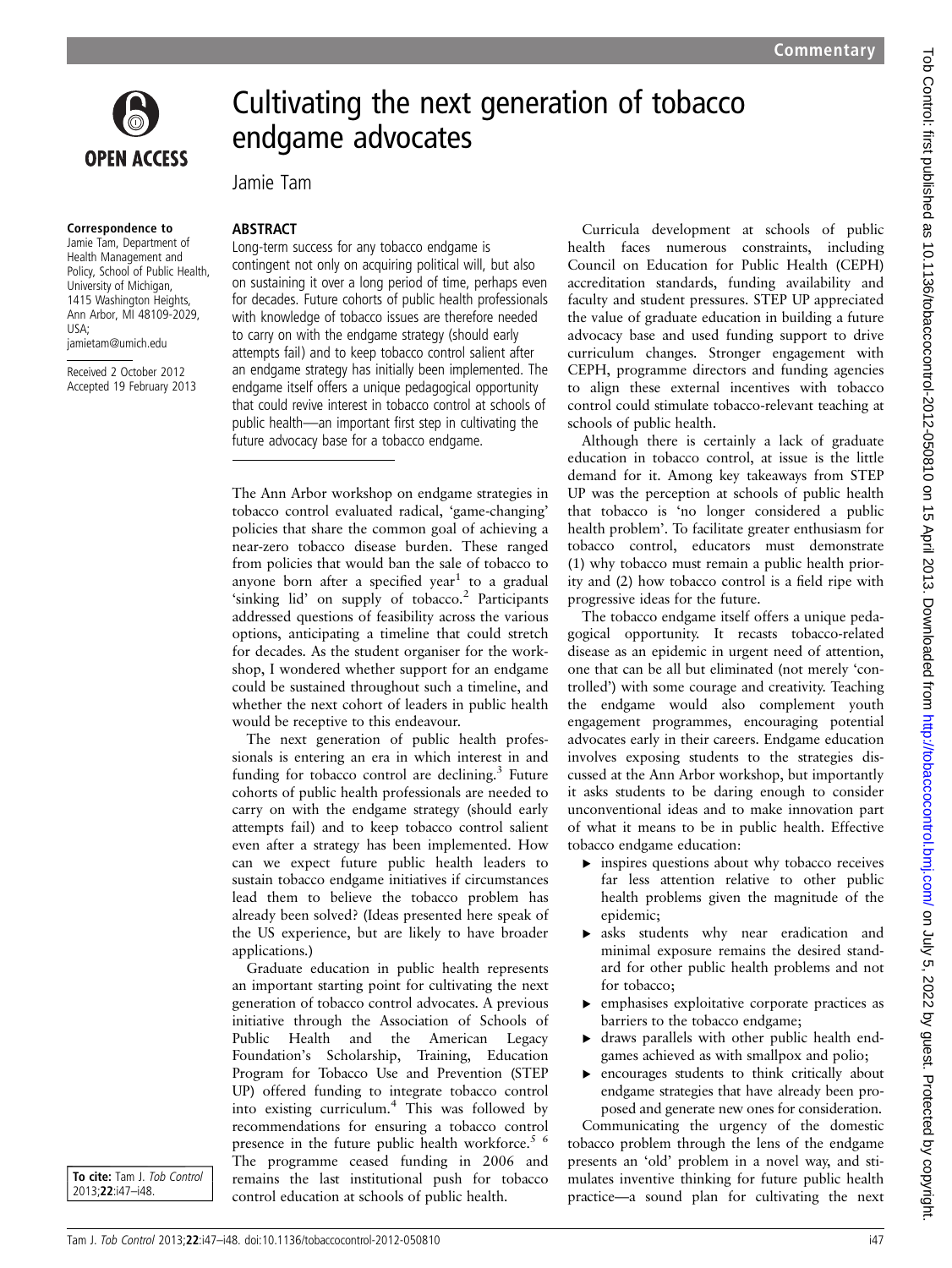# Cultivating the next generation of tobacco endgame advocates

Jamie Tam

**Correspondence to**
Jamie Tam, Department of Health Management and Policy, School of Public Health, University of Michigan, 1415 Washington Heights, Ann Arbor, MI 48109-2029, USA;
jamietam@umich.edu

Received 2 October 2012
Accepted 19 February 2013

## ABSTRACT

Long-term success for any tobacco endgame is contingent not only on acquiring political will, but also on sustaining it over a long period of time, perhaps even for decades. Future cohorts of public health professionals with knowledge of tobacco issues are therefore needed to carry on with the endgame strategy (should early attempts fail) and to keep tobacco control salient after an endgame strategy has initially been implemented. The endgame itself offers a unique pedagogical opportunity that could revive interest in tobacco control at schools of public health—an important first step in cultivating the future advocacy base for a tobacco endgame.

The Ann Arbor workshop on endgame strategies in tobacco control evaluated radical, 'game-changing' policies that share the common goal of achieving a near-zero tobacco disease burden. These ranged from policies that would ban the sale of tobacco to anyone born after a specified year[1] to a gradual 'sinking lid' on supply of tobacco.[2] Participants addressed questions of feasibility across the various options, anticipating a timeline that could stretch for decades. As the student organiser for the workshop, I wondered whether support for an endgame could be sustained throughout such a timeline, and whether the next cohort of leaders in public health would be receptive to this endeavour.

The next generation of public health professionals is entering an era in which interest in and funding for tobacco control are declining.[3] Future cohorts of public health professionals are needed to carry on with the endgame strategy (should early attempts fail) and to keep tobacco control salient even after a strategy has been implemented. How can we expect future public health leaders to sustain tobacco endgame initiatives if circumstances lead them to believe the tobacco problem has already been solved? (Ideas presented here speak of the US experience, but are likely to have broader applications.)

Graduate education in public health represents an important starting point for cultivating the next generation of tobacco control advocates. A previous initiative through the Association of Schools of Public Health and the American Legacy Foundation's Scholarship, Training, Education Program for Tobacco Use and Prevention (STEP UP) offered funding to integrate tobacco control into existing curriculum.[4] This was followed by recommendations for ensuring a tobacco control presence in the future public health workforce.[5 6] The programme ceased funding in 2006 and remains the last institutional push for tobacco control education at schools of public health.

Curricula development at schools of public health faces numerous constraints, including Council on Education for Public Health (CEPH) accreditation standards, funding availability and faculty and student pressures. STEP UP appreciated the value of graduate education in building a future advocacy base and used funding support to drive curriculum changes. Stronger engagement with CEPH, programme directors and funding agencies to align these external incentives with tobacco control could stimulate tobacco-relevant teaching at schools of public health.

Although there is certainly a lack of graduate education in tobacco control, at issue is the little demand for it. Among key takeaways from STEP UP was the perception at schools of public health that tobacco is 'no longer considered a public health problem'. To facilitate greater enthusiasm for tobacco control, educators must demonstrate (1) why tobacco must remain a public health priority and (2) how tobacco control is a field ripe with progressive ideas for the future.

The tobacco endgame itself offers a unique pedagogical opportunity. It recasts tobacco-related disease as an epidemic in urgent need of attention, one that can be all but eliminated (not merely 'controlled') with some courage and creativity. Teaching the endgame would also complement youth engagement programmes, encouraging potential advocates early in their careers. Endgame education involves exposing students to the strategies discussed at the Ann Arbor workshop, but importantly it asks students to be daring enough to consider unconventional ideas and to make innovation part of what it means to be in public health. Effective tobacco endgame education:

- inspires questions about why tobacco receives far less attention relative to other public health problems given the magnitude of the epidemic;
- asks students why near eradication and minimal exposure remains the desired standard for other public health problems and not for tobacco;
- emphasises exploitative corporate practices as barriers to the tobacco endgame;
- draws parallels with other public health endgames achieved as with smallpox and polio;
- encourages students to think critically about endgame strategies that have already been proposed and generate new ones for consideration.

Communicating the urgency of the domestic tobacco problem through the lens of the endgame presents an 'old' problem in a novel way, and stimulates inventive thinking for future public health practice—a sound plan for cultivating the next

**To cite:** Tam J. *Tob Control* 2013;**22**:i47–i48.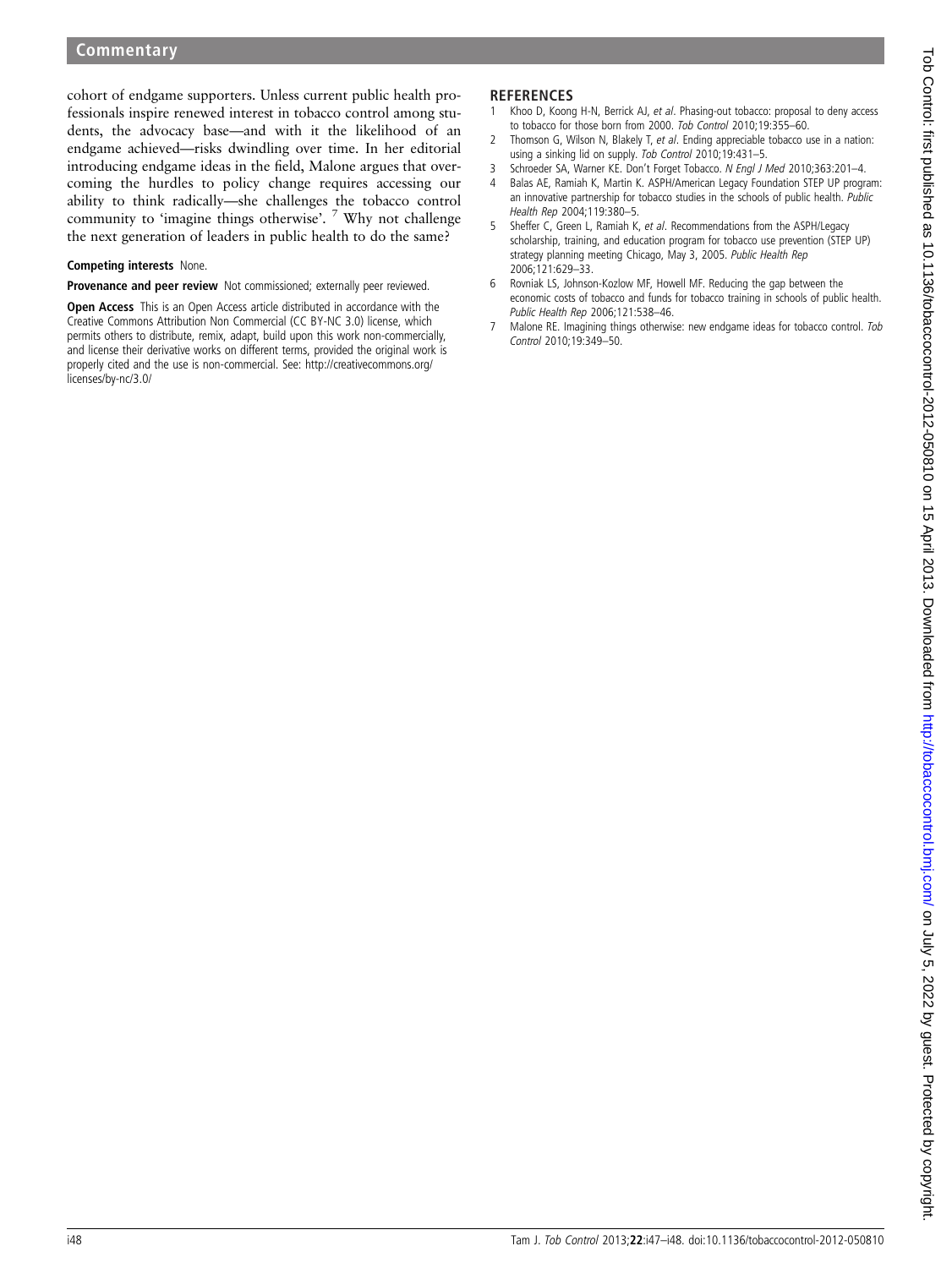cohort of endgame supporters. Unless current public health professionals inspire renewed interest in tobacco control among students, the advocacy base—and with it the likelihood of an endgame achieved—risks dwindling over time. In her editorial introducing endgame ideas in the field, Malone argues that overcoming the hurdles to policy change requires accessing our ability to think radically—she challenges the tobacco control community to 'imagine things otherwise'. [7] Why not challenge the next generation of leaders in public health to do the same?

**Competing interests** None.

**Provenance and peer review** Not commissioned; externally peer reviewed.

**Open Access** This is an Open Access article distributed in accordance with the Creative Commons Attribution Non Commercial (CC BY-NC 3.0) license, which permits others to distribute, remix, adapt, build upon this work non-commercially, and license their derivative works on different terms, provided the original work is properly cited and the use is non-commercial. See: http://creativecommons.org/licenses/by-nc/3.0/

## REFERENCES

1. Khoo D, Koong H-N, Berrick AJ, *et al*. Phasing-out tobacco: proposal to deny access to tobacco for those born from 2000. *Tob Control* 2010;19:355–60.
2. Thomson G, Wilson N, Blakely T, *et al*. Ending appreciable tobacco use in a nation: using a sinking lid on supply. *Tob Control* 2010;19:431–5.
3. Schroeder SA, Warner KE. Don't Forget Tobacco. *N Engl J Med* 2010;363:201–4.
4. Balas AE, Ramiah K, Martin K. ASPH/American Legacy Foundation STEP UP program: an innovative partnership for tobacco studies in the schools of public health. *Public Health Rep* 2004;119:380–5.
5. Sheffer C, Green L, Ramiah K, *et al*. Recommendations from the ASPH/Legacy scholarship, training, and education program for tobacco use prevention (STEP UP) strategy planning meeting Chicago, May 3, 2005. *Public Health Rep* 2006;121:629–33.
6. Rovniak LS, Johnson-Kozlow MF, Howell MF. Reducing the gap between the economic costs of tobacco and funds for tobacco training in schools of public health. *Public Health Rep* 2006;121:538–46.
7. Malone RE. Imagining things otherwise: new endgame ideas for tobacco control. *Tob Control* 2010;19:349–50.